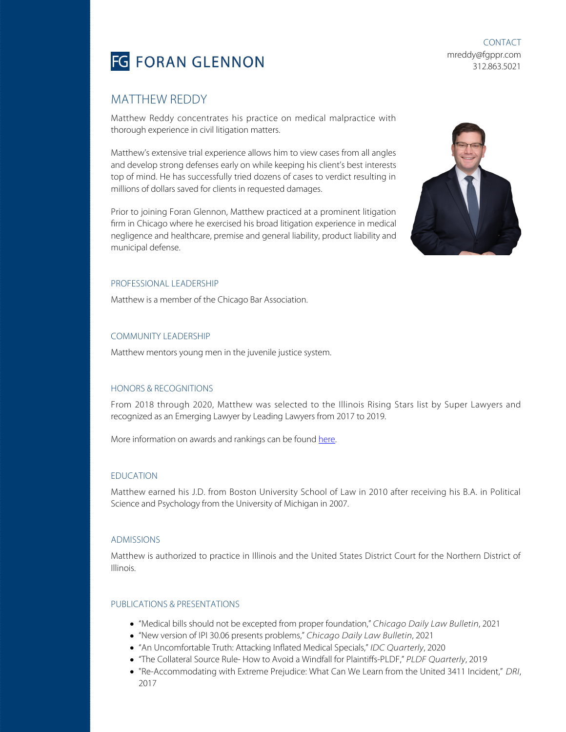# FORAN GLENNON

CONTACT
mreddy@fgppr.com
312.863.5021

## MATTHEW REDDY

Matthew Reddy concentrates his practice on medical malpractice with thorough experience in civil litigation matters.

Matthew's extensive trial experience allows him to view cases from all angles and develop strong defenses early on while keeping his client's best interests top of mind. He has successfully tried dozens of cases to verdict resulting in millions of dollars saved for clients in requested damages.

Prior to joining Foran Glennon, Matthew practiced at a prominent litigation firm in Chicago where he exercised his broad litigation experience in medical negligence and healthcare, premise and general liability, product liability and municipal defense.

### PROFESSIONAL LEADERSHIP

Matthew is a member of the Chicago Bar Association.

### COMMUNITY LEADERSHIP

Matthew mentors young men in the juvenile justice system.

### HONORS & RECOGNITIONS

From 2018 through 2020, Matthew was selected to the Illinois Rising Stars list by Super Lawyers and recognized as an Emerging Lawyer by Leading Lawyers from 2017 to 2019.

More information on awards and rankings can be found here.

### EDUCATION

Matthew earned his J.D. from Boston University School of Law in 2010 after receiving his B.A. in Political Science and Psychology from the University of Michigan in 2007.

### ADMISSIONS

Matthew is authorized to practice in Illinois and the United States District Court for the Northern District of Illinois.

### PUBLICATIONS & PRESENTATIONS

- "Medical bills should not be excepted from proper foundation," *Chicago Daily Law Bulletin*, 2021
- "New version of IPI 30.06 presents problems," *Chicago Daily Law Bulletin*, 2021
- "An Uncomfortable Truth: Attacking Inflated Medical Specials," *IDC Quarterly*, 2020
- "The Collateral Source Rule- How to Avoid a Windfall for Plaintiffs-PLDF," *PLDF Quarterly*, 2019
- "Re-Accommodating with Extreme Prejudice: What Can We Learn from the United 3411 Incident," *DRI*, 2017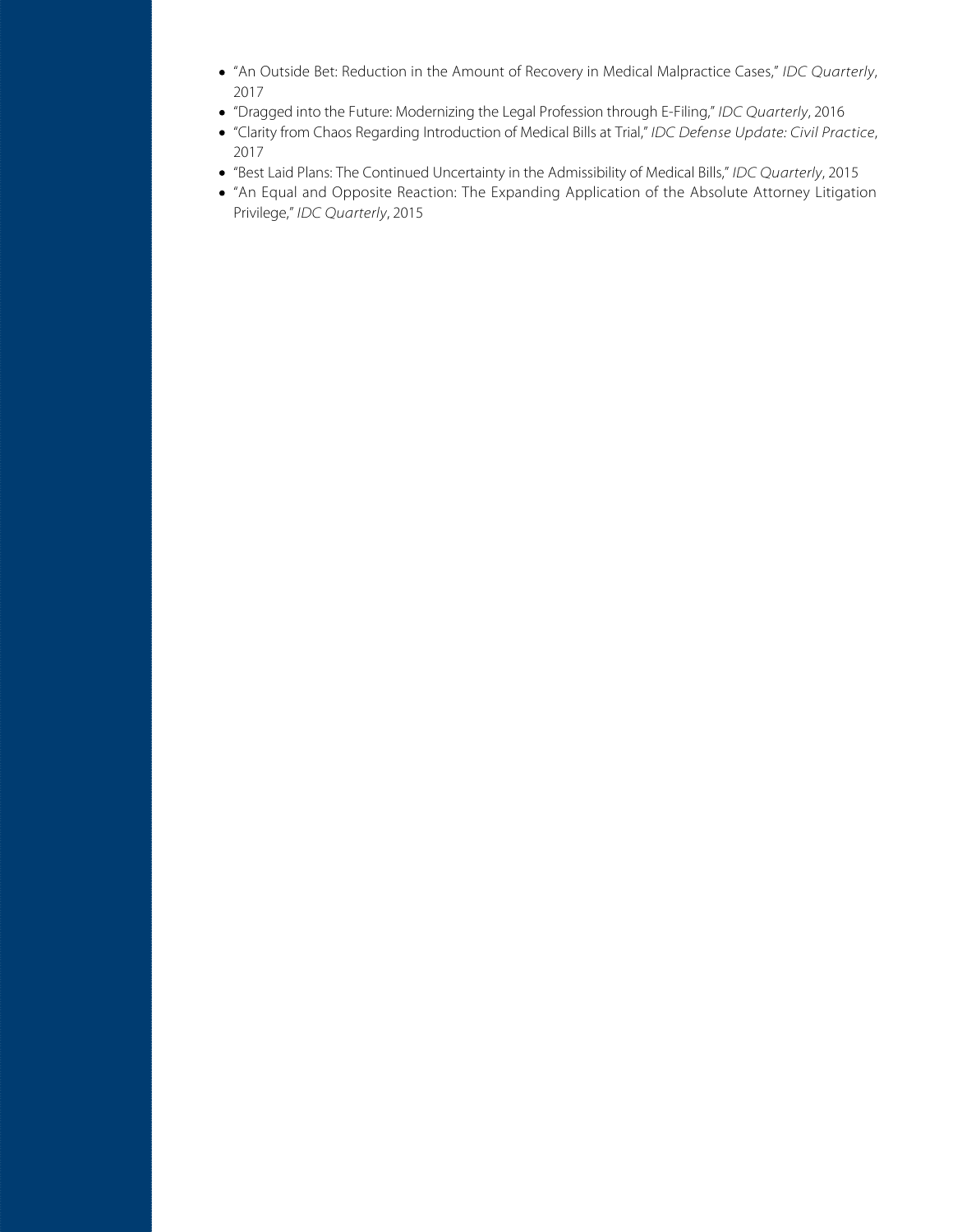- "An Outside Bet: Reduction in the Amount of Recovery in Medical Malpractice Cases," *IDC Quarterly*, 2017
- "Dragged into the Future: Modernizing the Legal Profession through E-Filing," *IDC Quarterly*, 2016
- "Clarity from Chaos Regarding Introduction of Medical Bills at Trial," *IDC Defense Update: Civil Practice*, 2017
- "Best Laid Plans: The Continued Uncertainty in the Admissibility of Medical Bills," *IDC Quarterly*, 2015
- "An Equal and Opposite Reaction: The Expanding Application of the Absolute Attorney Litigation Privilege," *IDC Quarterly*, 2015